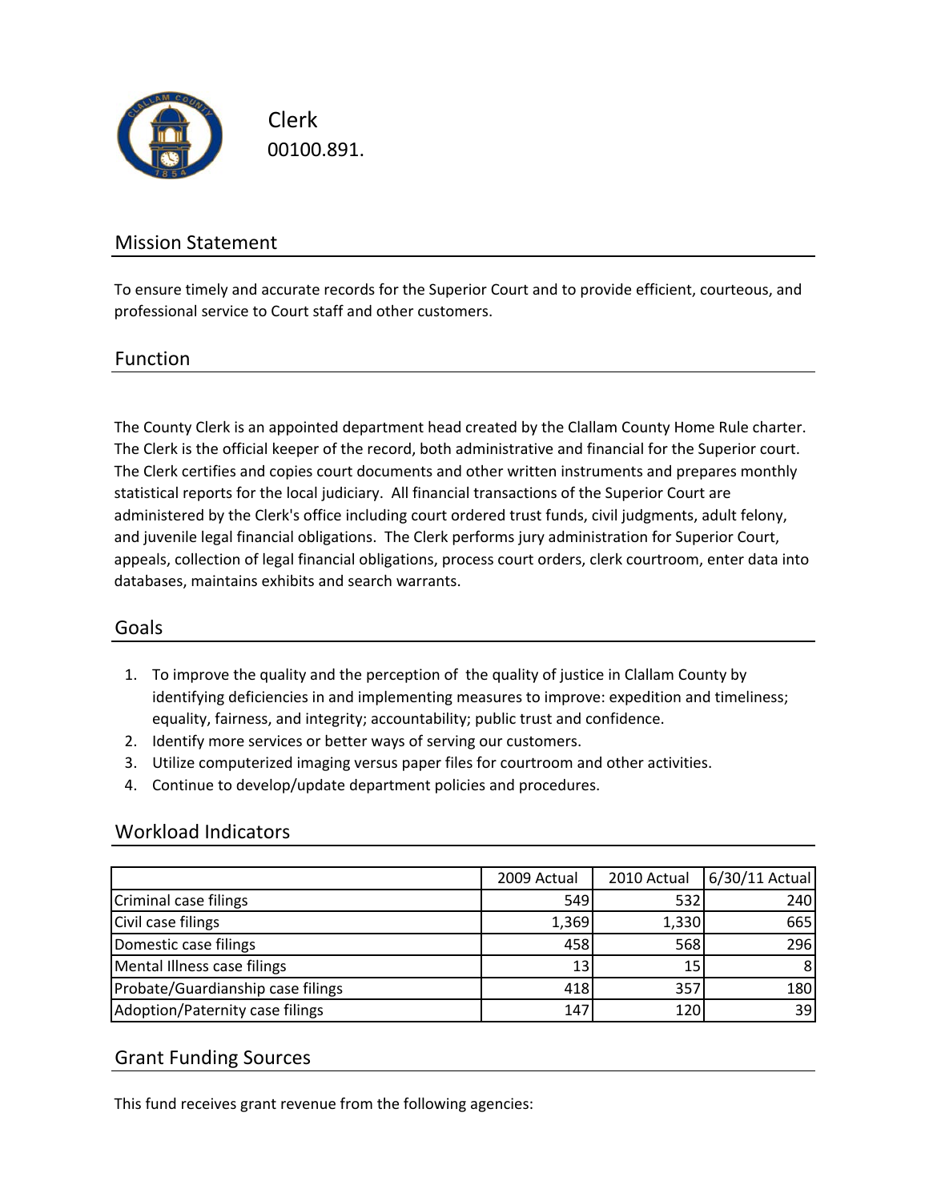# Clerk

00100.891.

## Mission Statement

To ensure timely and accurate records for the Superior Court and to provide efficient, courteous, and professional service to Court staff and other customers.

## Function

The County Clerk is an appointed department head created by the Clallam County Home Rule charter. The Clerk is the official keeper of the record, both administrative and financial for the Superior court. The Clerk certifies and copies court documents and other written instruments and prepares monthly statistical reports for the local judiciary. All financial transactions of the Superior Court are administered by the Clerk's office including court ordered trust funds, civil judgments, adult felony, and juvenile legal financial obligations. The Clerk performs jury administration for Superior Court, appeals, collection of legal financial obligations, process court orders, clerk courtroom, enter data into databases, maintains exhibits and search warrants.

## Goals

1. To improve the quality and the perception of the quality of justice in Clallam County by identifying deficiencies in and implementing measures to improve: expedition and timeliness; equality, fairness, and integrity; accountability; public trust and confidence.
2. Identify more services or better ways of serving our customers.
3. Utilize computerized imaging versus paper files for courtroom and other activities.
4. Continue to develop/update department policies and procedures.

## Workload Indicators

| | 2009 Actual | 2010 Actual | 6/30/11 Actual |
|---|---|---|---|
| Criminal case filings | 549 | 532 | 240 |
| Civil case filings | 1,369 | 1,330 | 665 |
| Domestic case filings | 458 | 568 | 296 |
| Mental Illness case filings | 13 | 15 | 8 |
| Probate/Guardianship case filings | 418 | 357 | 180 |
| Adoption/Paternity case filings | 147 | 120 | 39 |

## Grant Funding Sources

This fund receives grant revenue from the following agencies: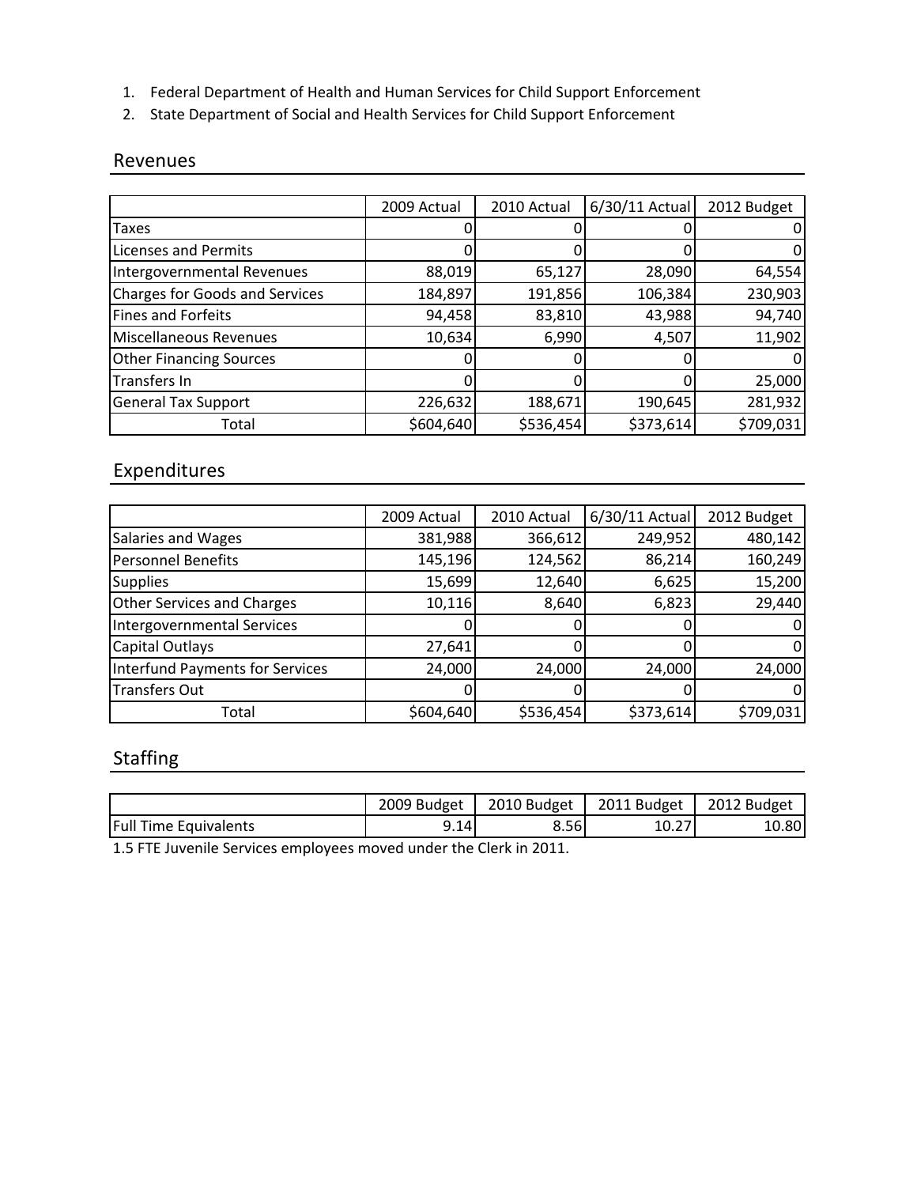1. Federal Department of Health and Human Services for Child Support Enforcement
2. State Department of Social and Health Services for Child Support Enforcement

## Revenues

| | 2009 Actual | 2010 Actual | 6/30/11 Actual | 2012 Budget |
|---|---|---|---|---|
| Taxes | 0 | 0 | 0 | 0 |
| Licenses and Permits | 0 | 0 | 0 | 0 |
| Intergovernmental Revenues | 88,019 | 65,127 | 28,090 | 64,554 |
| Charges for Goods and Services | 184,897 | 191,856 | 106,384 | 230,903 |
| Fines and Forfeits | 94,458 | 83,810 | 43,988 | 94,740 |
| Miscellaneous Revenues | 10,634 | 6,990 | 4,507 | 11,902 |
| Other Financing Sources | 0 | 0 | 0 | 0 |
| Transfers In | 0 | 0 | 0 | 25,000 |
| General Tax Support | 226,632 | 188,671 | 190,645 | 281,932 |
| Total | $604,640 | $536,454 | $373,614 | $709,031 |

## Expenditures

| | 2009 Actual | 2010 Actual | 6/30/11 Actual | 2012 Budget |
|---|---|---|---|---|
| Salaries and Wages | 381,988 | 366,612 | 249,952 | 480,142 |
| Personnel Benefits | 145,196 | 124,562 | 86,214 | 160,249 |
| Supplies | 15,699 | 12,640 | 6,625 | 15,200 |
| Other Services and Charges | 10,116 | 8,640 | 6,823 | 29,440 |
| Intergovernmental Services | 0 | 0 | 0 | 0 |
| Capital Outlays | 27,641 | 0 | 0 | 0 |
| Interfund Payments for Services | 24,000 | 24,000 | 24,000 | 24,000 |
| Transfers Out | 0 | 0 | 0 | 0 |
| Total | $604,640 | $536,454 | $373,614 | $709,031 |

## Staffing

| | 2009 Budget | 2010 Budget | 2011 Budget | 2012 Budget |
|---|---|---|---|---|
| Full Time Equivalents | 9.14 | 8.56 | 10.27 | 10.80 |

1.5 FTE Juvenile Services employees moved under the Clerk in 2011.